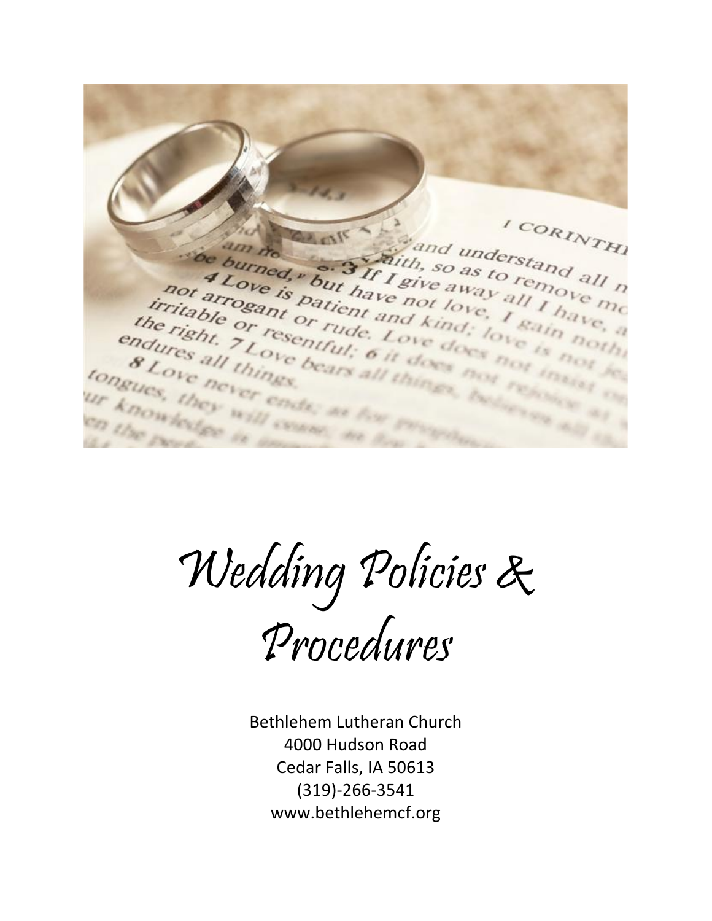# Wedding Policies & Procedures

Bethlehem Lutheran Church
4000 Hudson Road
Cedar Falls, IA 50613
(319)-266-3541
www.bethlehemcf.org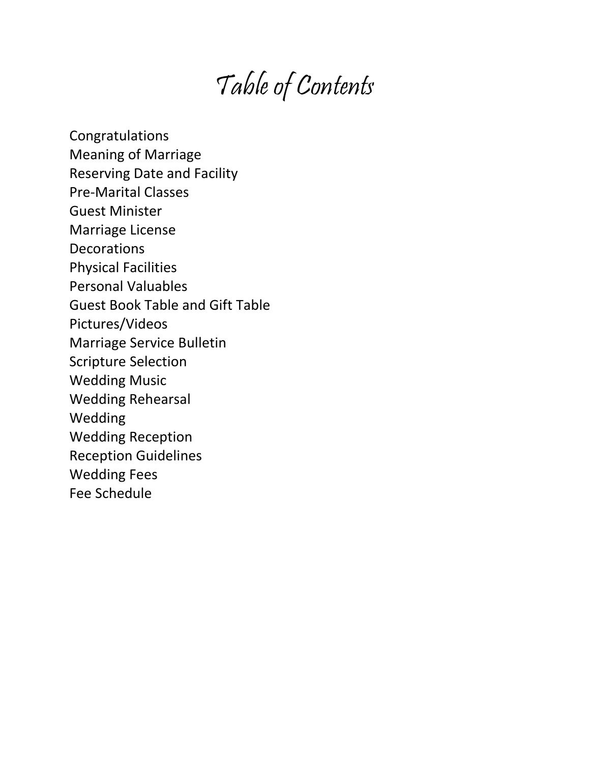# Table of Contents

Congratulations
Meaning of Marriage
Reserving Date and Facility
Pre-Marital Classes
Guest Minister
Marriage License
Decorations
Physical Facilities
Personal Valuables
Guest Book Table and Gift Table
Pictures/Videos
Marriage Service Bulletin
Scripture Selection
Wedding Music
Wedding Rehearsal
Wedding
Wedding Reception
Reception Guidelines
Wedding Fees
Fee Schedule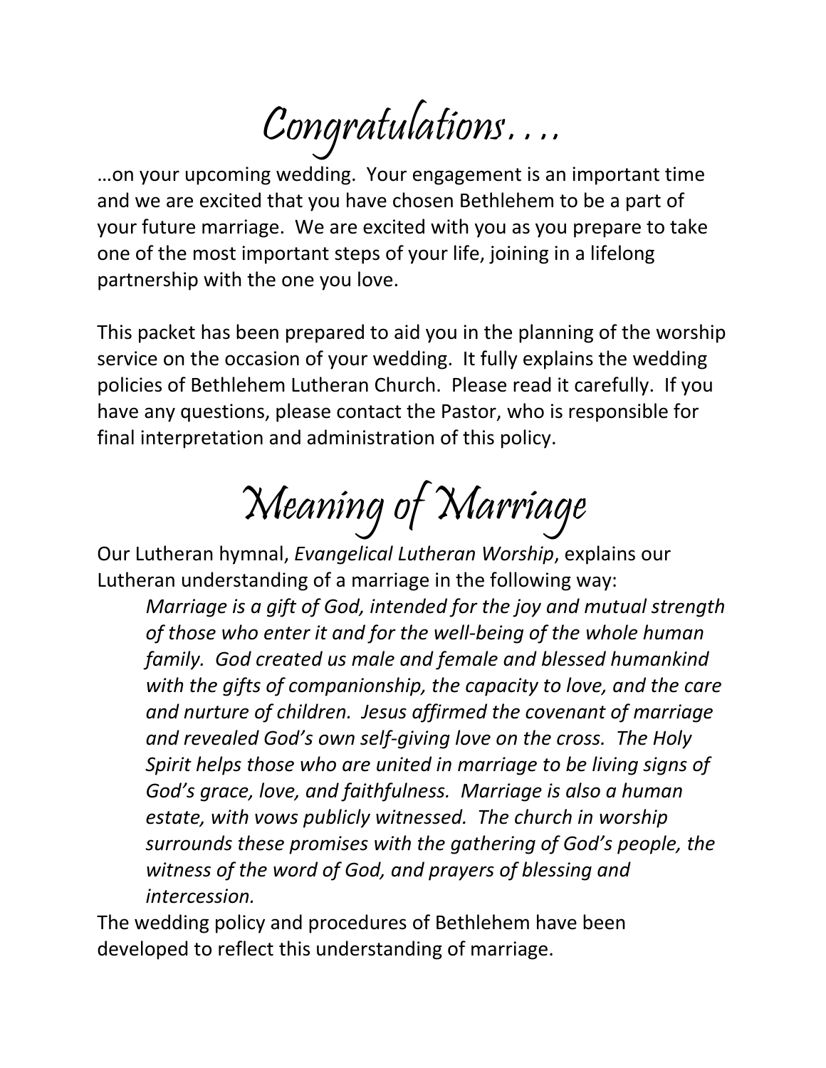# Congratulations….

…on your upcoming wedding. Your engagement is an important time and we are excited that you have chosen Bethlehem to be a part of your future marriage. We are excited with you as you prepare to take one of the most important steps of your life, joining in a lifelong partnership with the one you love.

This packet has been prepared to aid you in the planning of the worship service on the occasion of your wedding. It fully explains the wedding policies of Bethlehem Lutheran Church. Please read it carefully. If you have any questions, please contact the Pastor, who is responsible for final interpretation and administration of this policy.

# Meaning of Marriage

Our Lutheran hymnal, *Evangelical Lutheran Worship*, explains our Lutheran understanding of a marriage in the following way:

> *Marriage is a gift of God, intended for the joy and mutual strength of those who enter it and for the well-being of the whole human family. God created us male and female and blessed humankind with the gifts of companionship, the capacity to love, and the care and nurture of children. Jesus affirmed the covenant of marriage and revealed God's own self-giving love on the cross. The Holy Spirit helps those who are united in marriage to be living signs of God's grace, love, and faithfulness. Marriage is also a human estate, with vows publicly witnessed. The church in worship surrounds these promises with the gathering of God's people, the witness of the word of God, and prayers of blessing and intercession.*

The wedding policy and procedures of Bethlehem have been developed to reflect this understanding of marriage.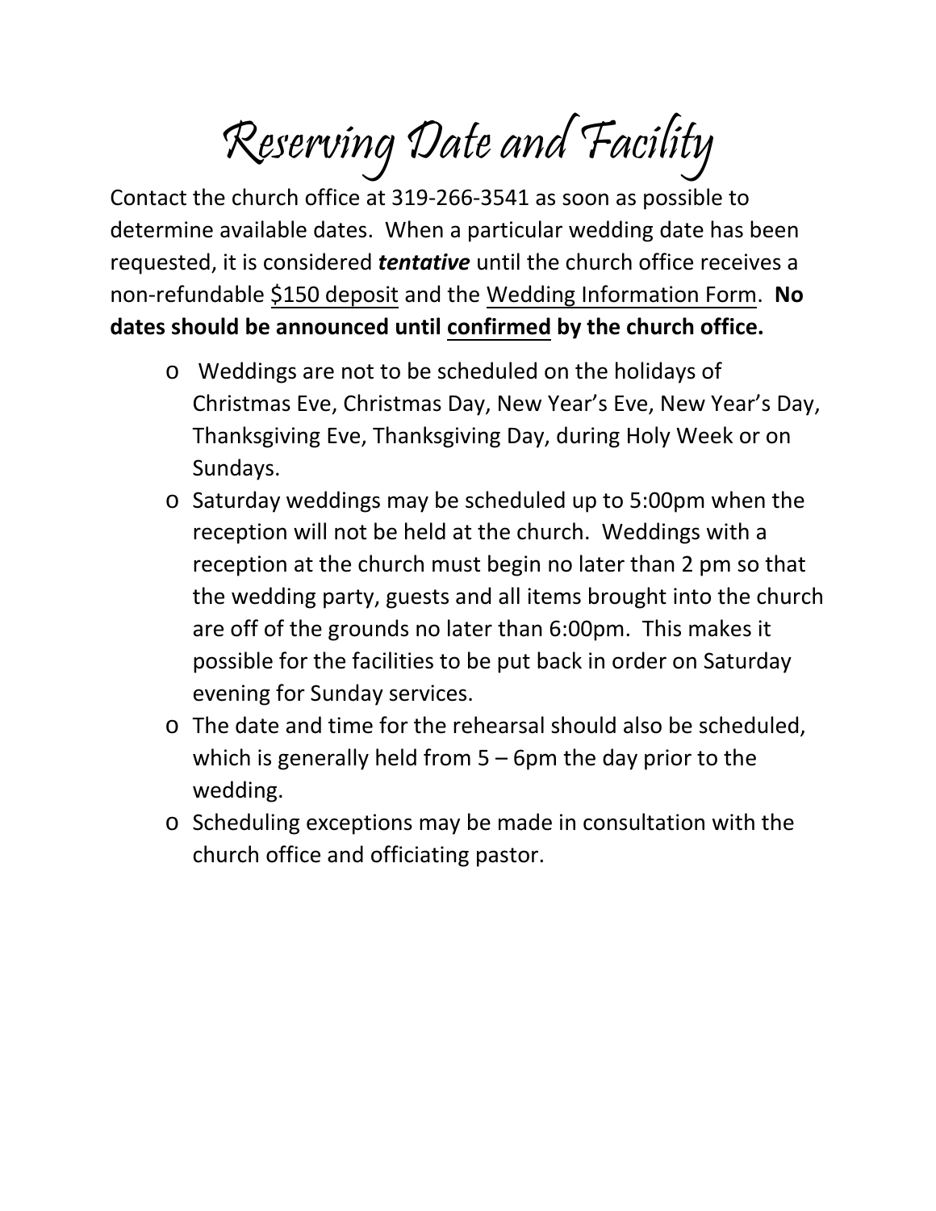# Reserving Date and Facility

Contact the church office at 319-266-3541 as soon as possible to determine available dates. When a particular wedding date has been requested, it is considered ***tentative*** until the church office receives a non-refundable <u>$150 deposit</u> and the <u>Wedding Information Form</u>. **No dates should be announced until <u>confirmed</u> by the church office.**

- Weddings are not to be scheduled on the holidays of Christmas Eve, Christmas Day, New Year's Eve, New Year's Day, Thanksgiving Eve, Thanksgiving Day, during Holy Week or on Sundays.
- Saturday weddings may be scheduled up to 5:00pm when the reception will not be held at the church. Weddings with a reception at the church must begin no later than 2 pm so that the wedding party, guests and all items brought into the church are off of the grounds no later than 6:00pm. This makes it possible for the facilities to be put back in order on Saturday evening for Sunday services.
- The date and time for the rehearsal should also be scheduled, which is generally held from 5 – 6pm the day prior to the wedding.
- Scheduling exceptions may be made in consultation with the church office and officiating pastor.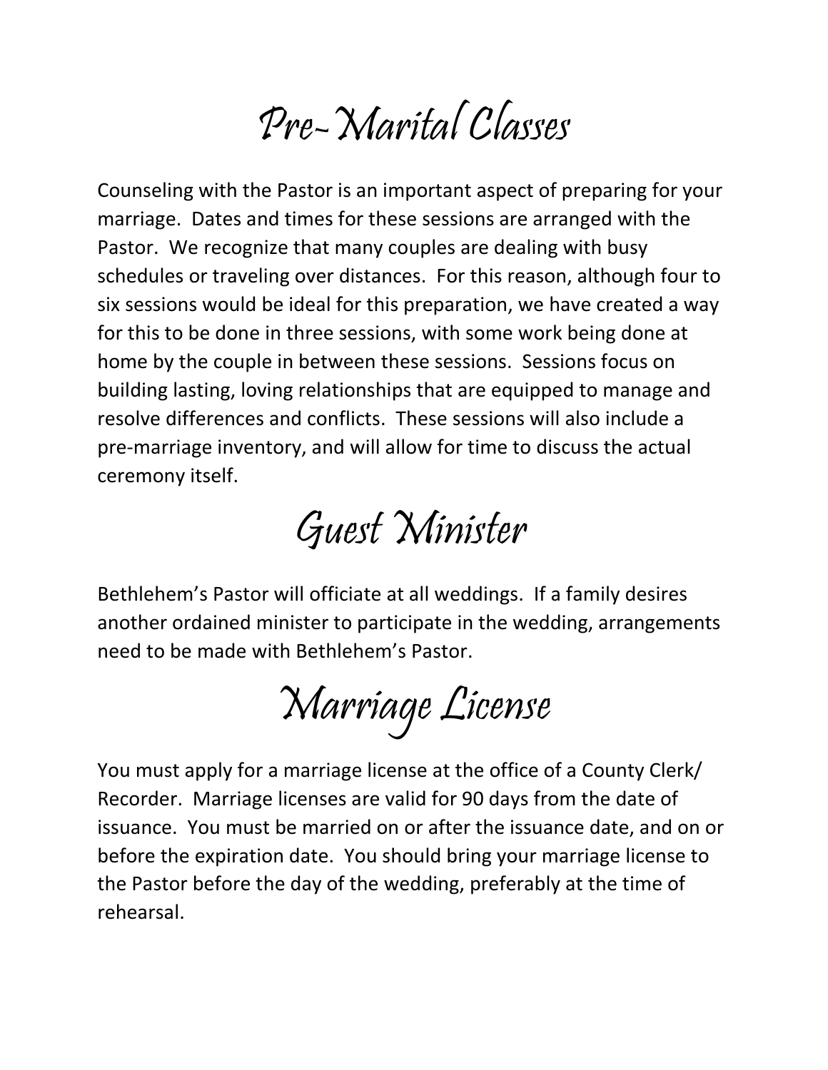# Pre-Marital Classes

Counseling with the Pastor is an important aspect of preparing for your marriage. Dates and times for these sessions are arranged with the Pastor. We recognize that many couples are dealing with busy schedules or traveling over distances. For this reason, although four to six sessions would be ideal for this preparation, we have created a way for this to be done in three sessions, with some work being done at home by the couple in between these sessions. Sessions focus on building lasting, loving relationships that are equipped to manage and resolve differences and conflicts. These sessions will also include a pre-marriage inventory, and will allow for time to discuss the actual ceremony itself.

# Guest Minister

Bethlehem's Pastor will officiate at all weddings. If a family desires another ordained minister to participate in the wedding, arrangements need to be made with Bethlehem's Pastor.

# Marriage License

You must apply for a marriage license at the office of a County Clerk/ Recorder. Marriage licenses are valid for 90 days from the date of issuance. You must be married on or after the issuance date, and on or before the expiration date. You should bring your marriage license to the Pastor before the day of the wedding, preferably at the time of rehearsal.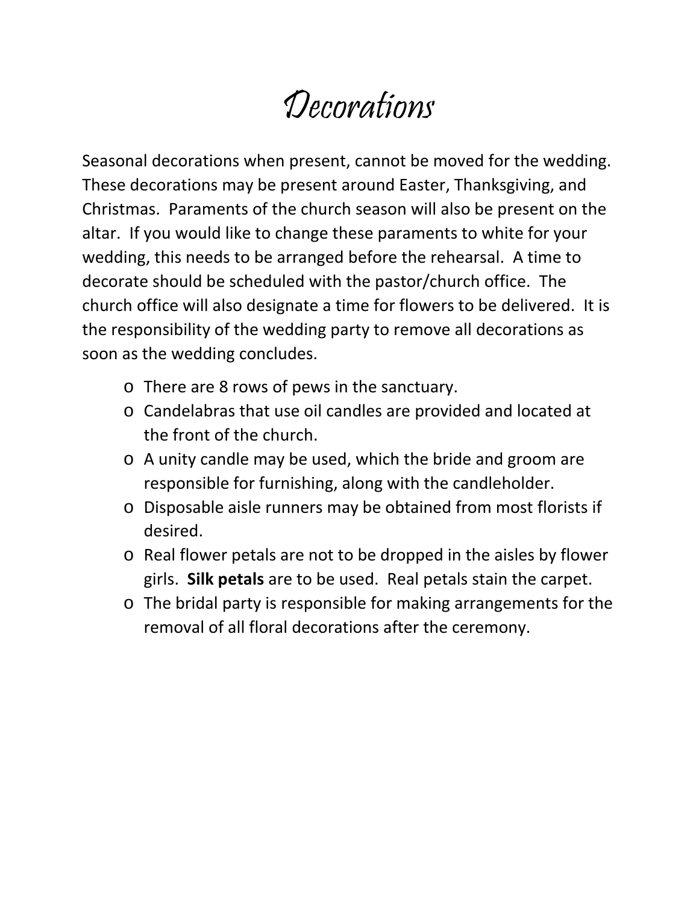# Decorations

Seasonal decorations when present, cannot be moved for the wedding. These decorations may be present around Easter, Thanksgiving, and Christmas. Paraments of the church season will also be present on the altar. If you would like to change these paraments to white for your wedding, this needs to be arranged before the rehearsal. A time to decorate should be scheduled with the pastor/church office. The church office will also designate a time for flowers to be delivered. It is the responsibility of the wedding party to remove all decorations as soon as the wedding concludes.

- There are 8 rows of pews in the sanctuary.
- Candelabras that use oil candles are provided and located at the front of the church.
- A unity candle may be used, which the bride and groom are responsible for furnishing, along with the candleholder.
- Disposable aisle runners may be obtained from most florists if desired.
- Real flower petals are not to be dropped in the aisles by flower girls. **Silk petals** are to be used. Real petals stain the carpet.
- The bridal party is responsible for making arrangements for the removal of all floral decorations after the ceremony.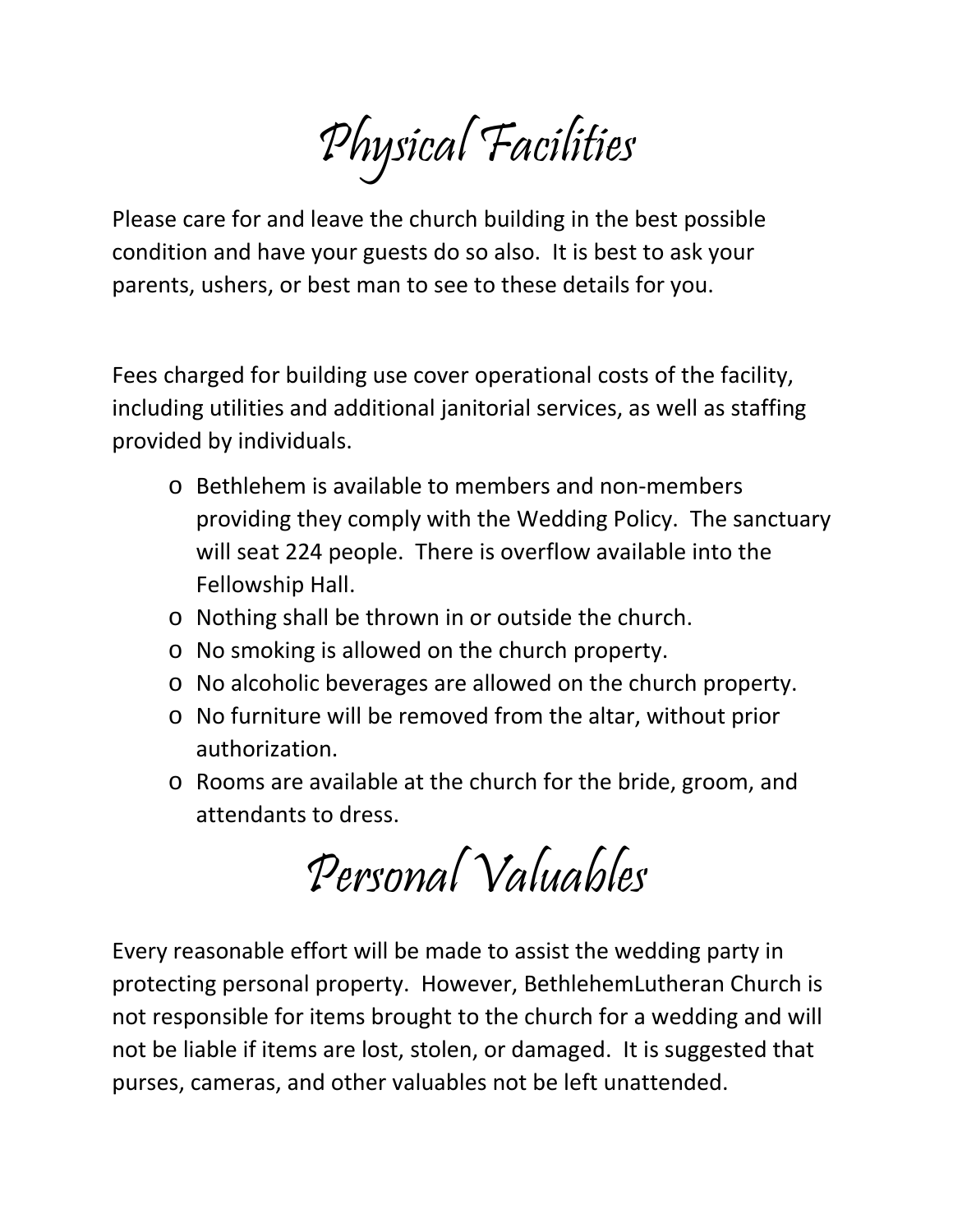# Physical Facilities

Please care for and leave the church building in the best possible condition and have your guests do so also. It is best to ask your parents, ushers, or best man to see to these details for you.

Fees charged for building use cover operational costs of the facility, including utilities and additional janitorial services, as well as staffing provided by individuals.

- Bethlehem is available to members and non-members providing they comply with the Wedding Policy. The sanctuary will seat 224 people. There is overflow available into the Fellowship Hall.
- Nothing shall be thrown in or outside the church.
- No smoking is allowed on the church property.
- No alcoholic beverages are allowed on the church property.
- No furniture will be removed from the altar, without prior authorization.
- Rooms are available at the church for the bride, groom, and attendants to dress.

# Personal Valuables

Every reasonable effort will be made to assist the wedding party in protecting personal property. However, BethlehemLutheran Church is not responsible for items brought to the church for a wedding and will not be liable if items are lost, stolen, or damaged. It is suggested that purses, cameras, and other valuables not be left unattended.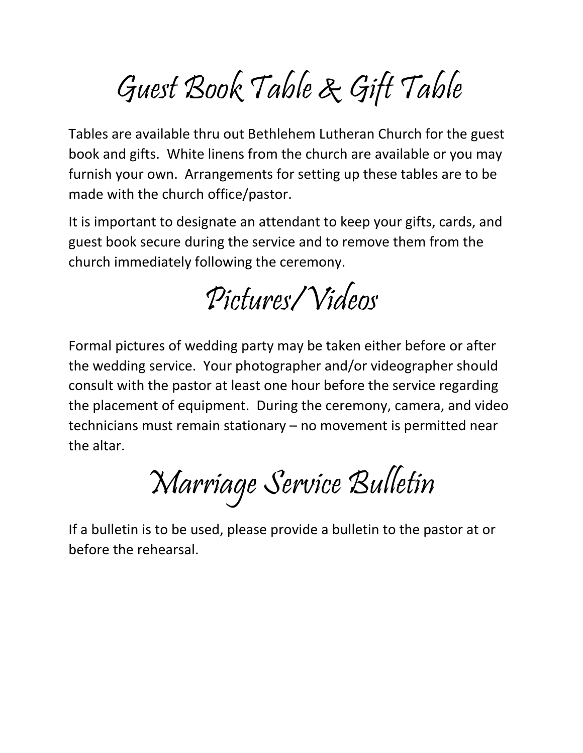# Guest Book Table & Gift Table

Tables are available thru out Bethlehem Lutheran Church for the guest book and gifts. White linens from the church are available or you may furnish your own. Arrangements for setting up these tables are to be made with the church office/pastor.

It is important to designate an attendant to keep your gifts, cards, and guest book secure during the service and to remove them from the church immediately following the ceremony.

# Pictures/Videos

Formal pictures of wedding party may be taken either before or after the wedding service. Your photographer and/or videographer should consult with the pastor at least one hour before the service regarding the placement of equipment. During the ceremony, camera, and video technicians must remain stationary – no movement is permitted near the altar.

# Marriage Service Bulletin

If a bulletin is to be used, please provide a bulletin to the pastor at or before the rehearsal.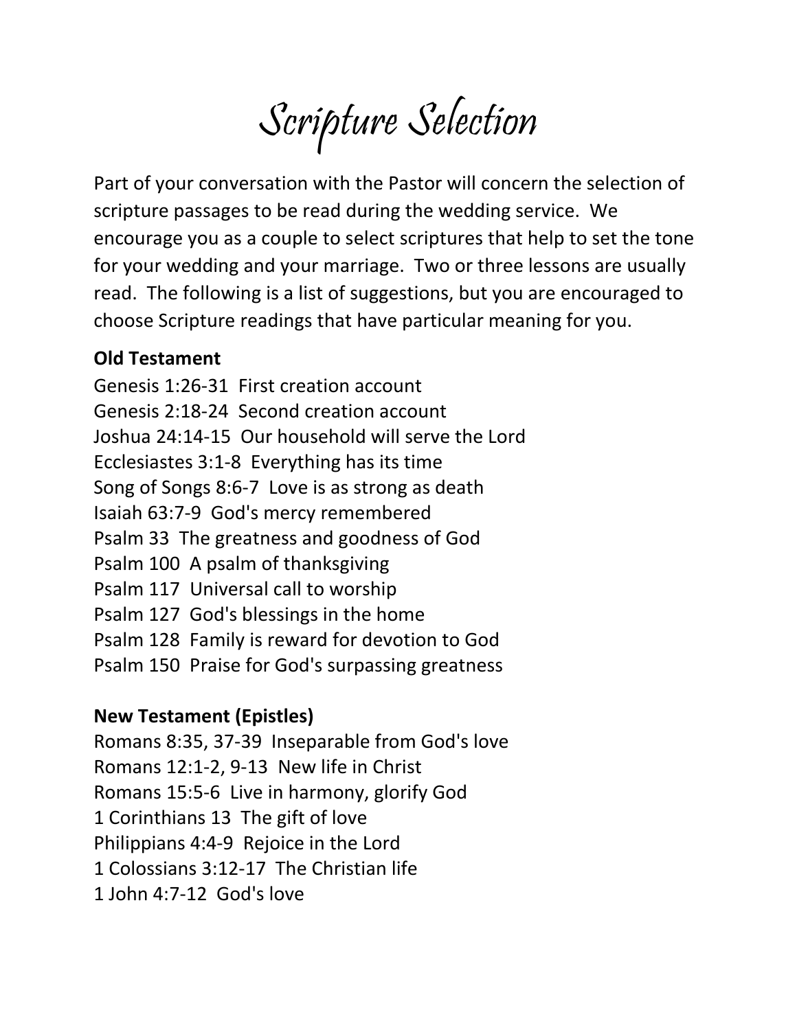# Scripture Selection

Part of your conversation with the Pastor will concern the selection of scripture passages to be read during the wedding service. We encourage you as a couple to select scriptures that help to set the tone for your wedding and your marriage. Two or three lessons are usually read. The following is a list of suggestions, but you are encouraged to choose Scripture readings that have particular meaning for you.

**Old Testament**

Genesis 1:26-31 First creation account
Genesis 2:18-24 Second creation account
Joshua 24:14-15 Our household will serve the Lord
Ecclesiastes 3:1-8 Everything has its time
Song of Songs 8:6-7 Love is as strong as death
Isaiah 63:7-9 God's mercy remembered
Psalm 33 The greatness and goodness of God
Psalm 100 A psalm of thanksgiving
Psalm 117 Universal call to worship
Psalm 127 God's blessings in the home
Psalm 128 Family is reward for devotion to God
Psalm 150 Praise for God's surpassing greatness

**New Testament (Epistles)**

Romans 8:35, 37-39 Inseparable from God's love
Romans 12:1-2, 9-13 New life in Christ
Romans 15:5-6 Live in harmony, glorify God
1 Corinthians 13 The gift of love
Philippians 4:4-9 Rejoice in the Lord
1 Colossians 3:12-17 The Christian life
1 John 4:7-12 God's love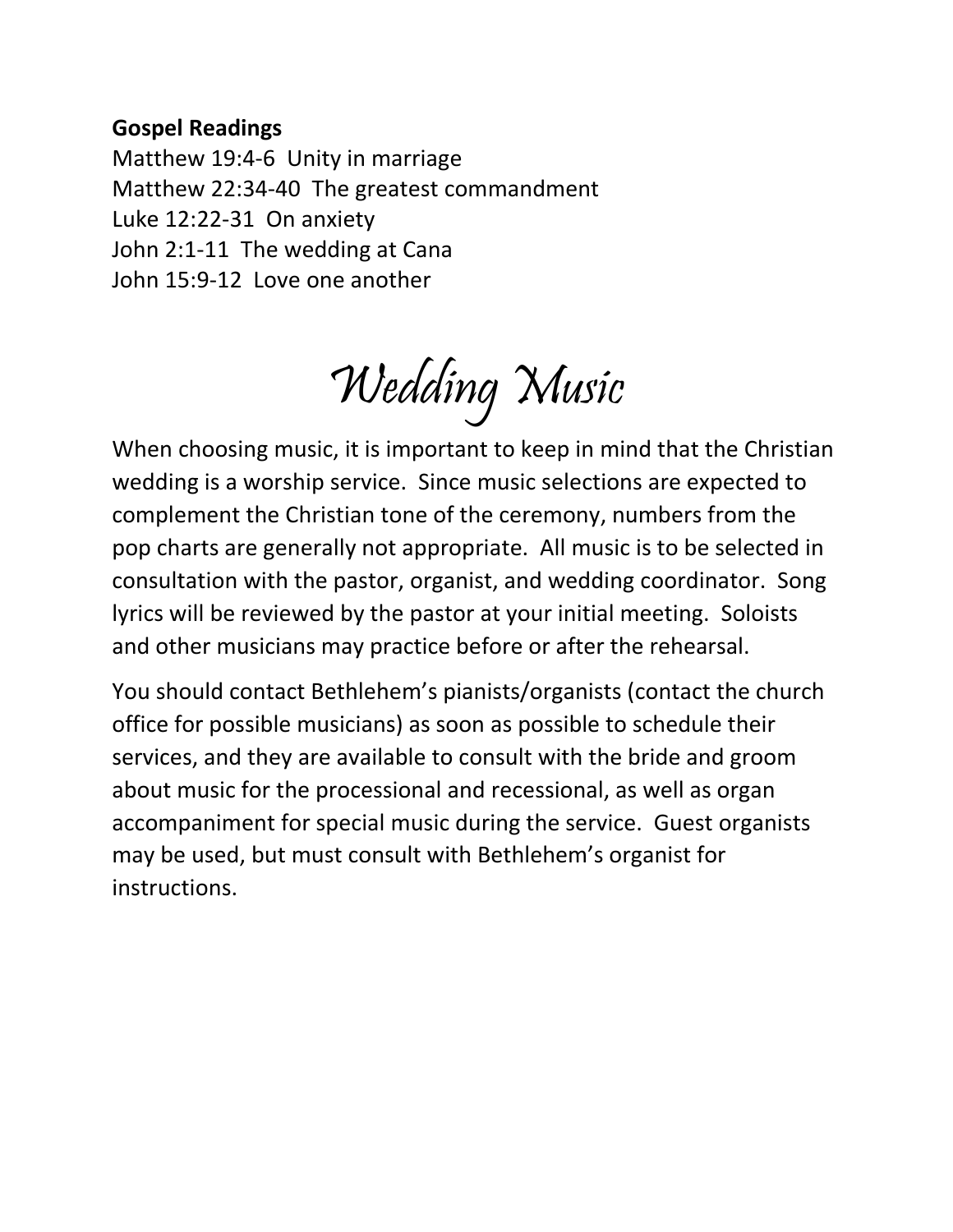**Gospel Readings**

Matthew 19:4-6 Unity in marriage
Matthew 22:34-40 The greatest commandment
Luke 12:22-31 On anxiety
John 2:1-11 The wedding at Cana
John 15:9-12 Love one another

# *Wedding Music*

When choosing music, it is important to keep in mind that the Christian wedding is a worship service. Since music selections are expected to complement the Christian tone of the ceremony, numbers from the pop charts are generally not appropriate. All music is to be selected in consultation with the pastor, organist, and wedding coordinator. Song lyrics will be reviewed by the pastor at your initial meeting. Soloists and other musicians may practice before or after the rehearsal.

You should contact Bethlehem's pianists/organists (contact the church office for possible musicians) as soon as possible to schedule their services, and they are available to consult with the bride and groom about music for the processional and recessional, as well as organ accompaniment for special music during the service. Guest organists may be used, but must consult with Bethlehem's organist for instructions.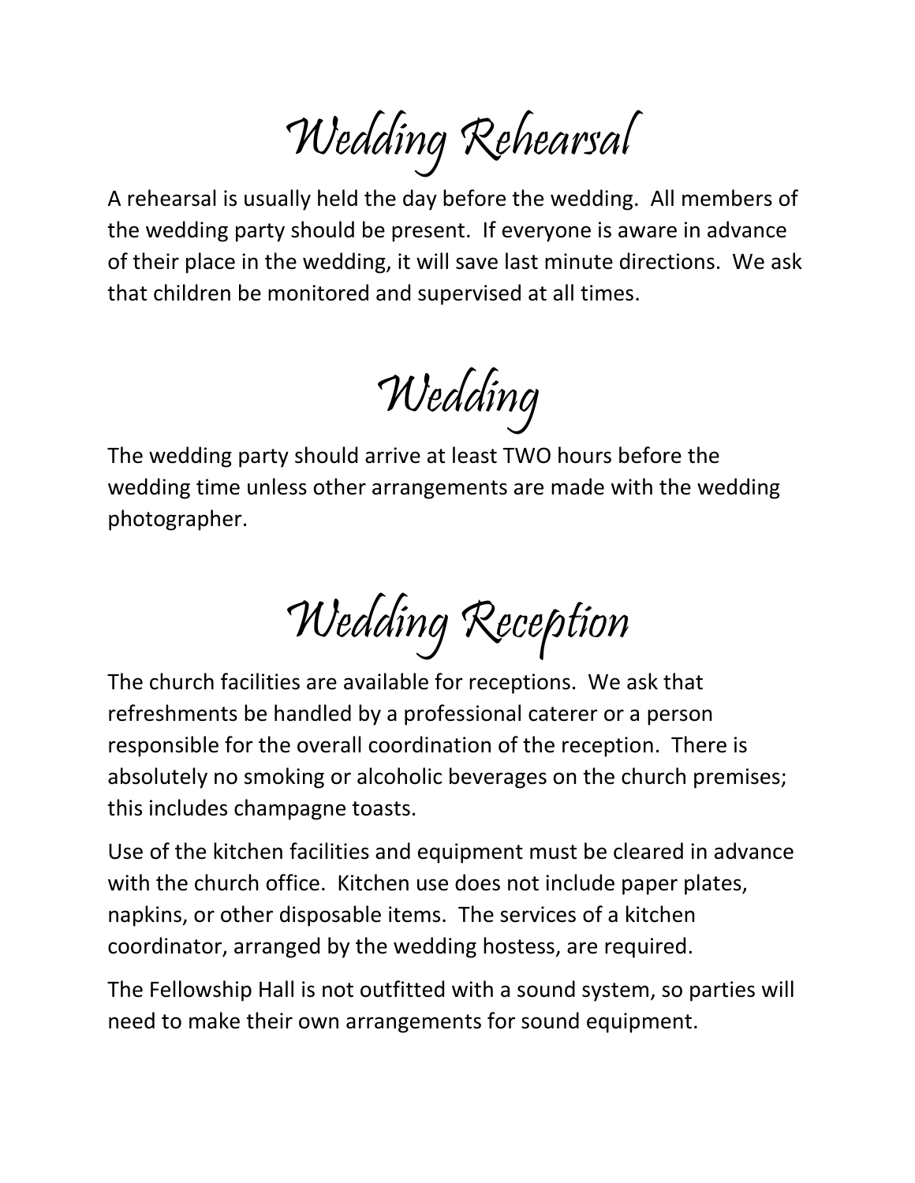# Wedding Rehearsal

A rehearsal is usually held the day before the wedding. All members of the wedding party should be present. If everyone is aware in advance of their place in the wedding, it will save last minute directions. We ask that children be monitored and supervised at all times.

# Wedding

The wedding party should arrive at least TWO hours before the wedding time unless other arrangements are made with the wedding photographer.

# Wedding Reception

The church facilities are available for receptions. We ask that refreshments be handled by a professional caterer or a person responsible for the overall coordination of the reception. There is absolutely no smoking or alcoholic beverages on the church premises; this includes champagne toasts.

Use of the kitchen facilities and equipment must be cleared in advance with the church office. Kitchen use does not include paper plates, napkins, or other disposable items. The services of a kitchen coordinator, arranged by the wedding hostess, are required.

The Fellowship Hall is not outfitted with a sound system, so parties will need to make their own arrangements for sound equipment.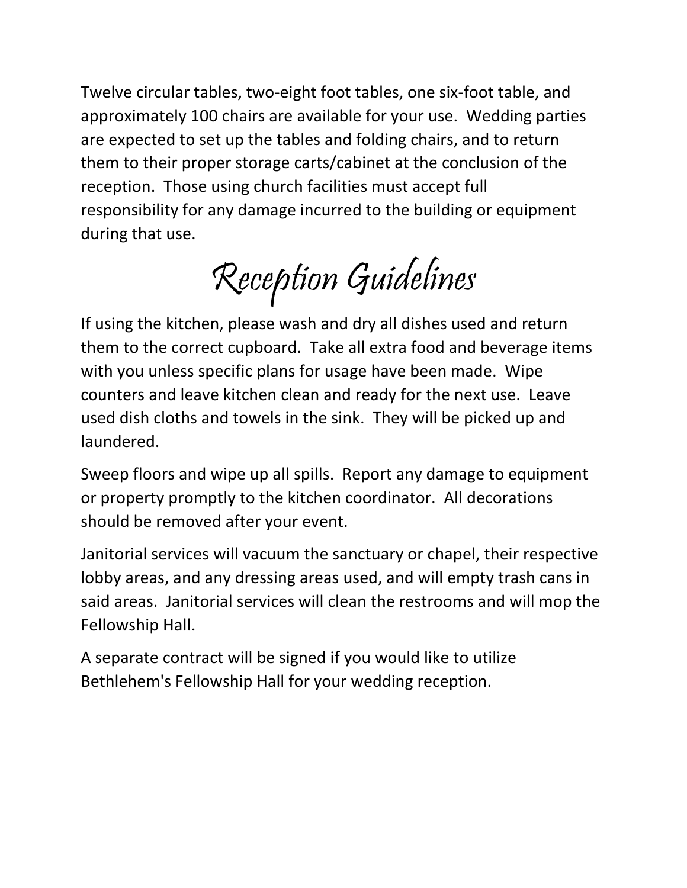Twelve circular tables, two-eight foot tables, one six-foot table, and approximately 100 chairs are available for your use. Wedding parties are expected to set up the tables and folding chairs, and to return them to their proper storage carts/cabinet at the conclusion of the reception. Those using church facilities must accept full responsibility for any damage incurred to the building or equipment during that use.

# Reception Guidelines

If using the kitchen, please wash and dry all dishes used and return them to the correct cupboard. Take all extra food and beverage items with you unless specific plans for usage have been made. Wipe counters and leave kitchen clean and ready for the next use. Leave used dish cloths and towels in the sink. They will be picked up and laundered.

Sweep floors and wipe up all spills. Report any damage to equipment or property promptly to the kitchen coordinator. All decorations should be removed after your event.

Janitorial services will vacuum the sanctuary or chapel, their respective lobby areas, and any dressing areas used, and will empty trash cans in said areas. Janitorial services will clean the restrooms and will mop the Fellowship Hall.

A separate contract will be signed if you would like to utilize Bethlehem's Fellowship Hall for your wedding reception.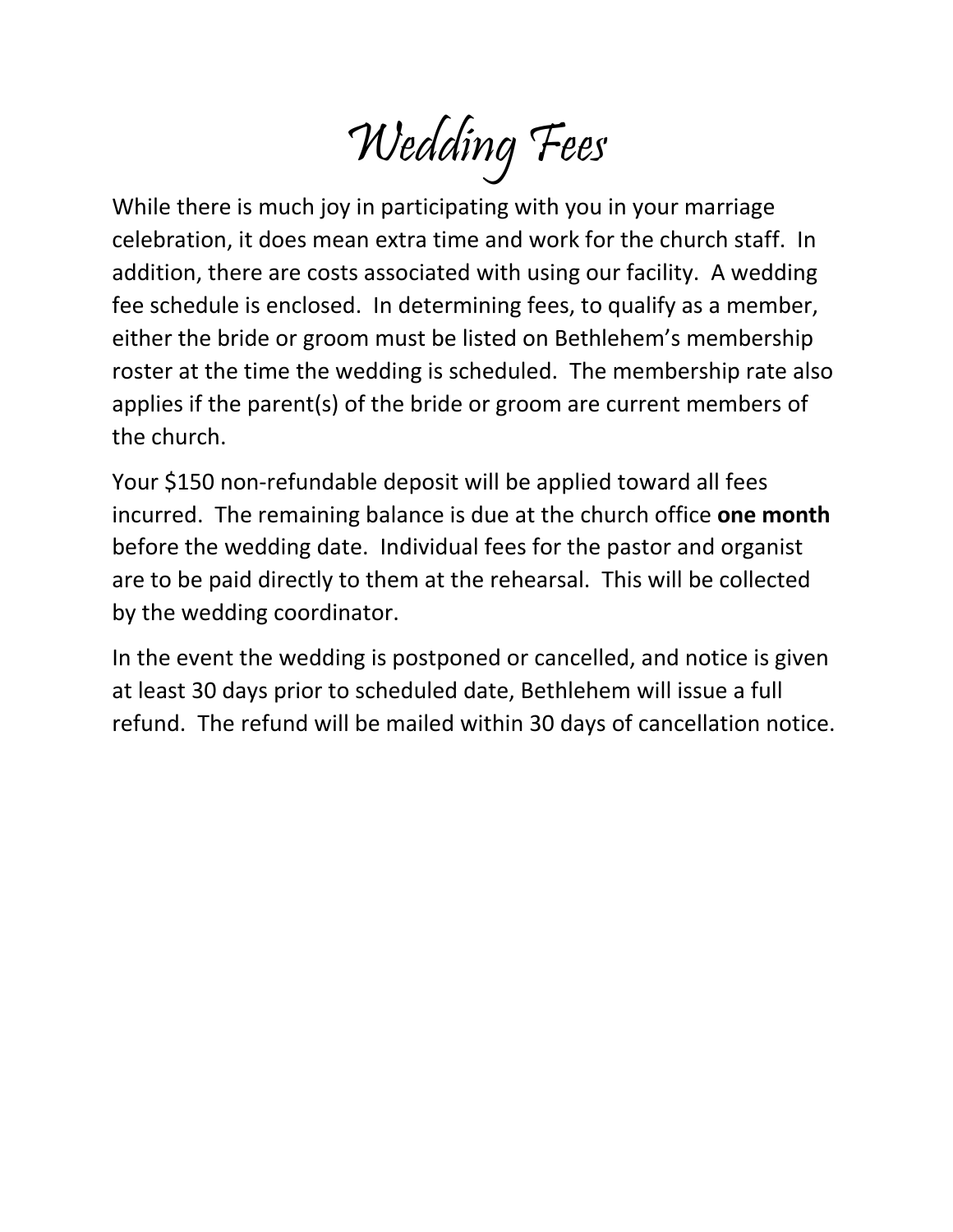# Wedding Fees

While there is much joy in participating with you in your marriage celebration, it does mean extra time and work for the church staff. In addition, there are costs associated with using our facility. A wedding fee schedule is enclosed. In determining fees, to qualify as a member, either the bride or groom must be listed on Bethlehem's membership roster at the time the wedding is scheduled. The membership rate also applies if the parent(s) of the bride or groom are current members of the church.

Your $150 non-refundable deposit will be applied toward all fees incurred. The remaining balance is due at the church office **one month** before the wedding date. Individual fees for the pastor and organist are to be paid directly to them at the rehearsal. This will be collected by the wedding coordinator.

In the event the wedding is postponed or cancelled, and notice is given at least 30 days prior to scheduled date, Bethlehem will issue a full refund. The refund will be mailed within 30 days of cancellation notice.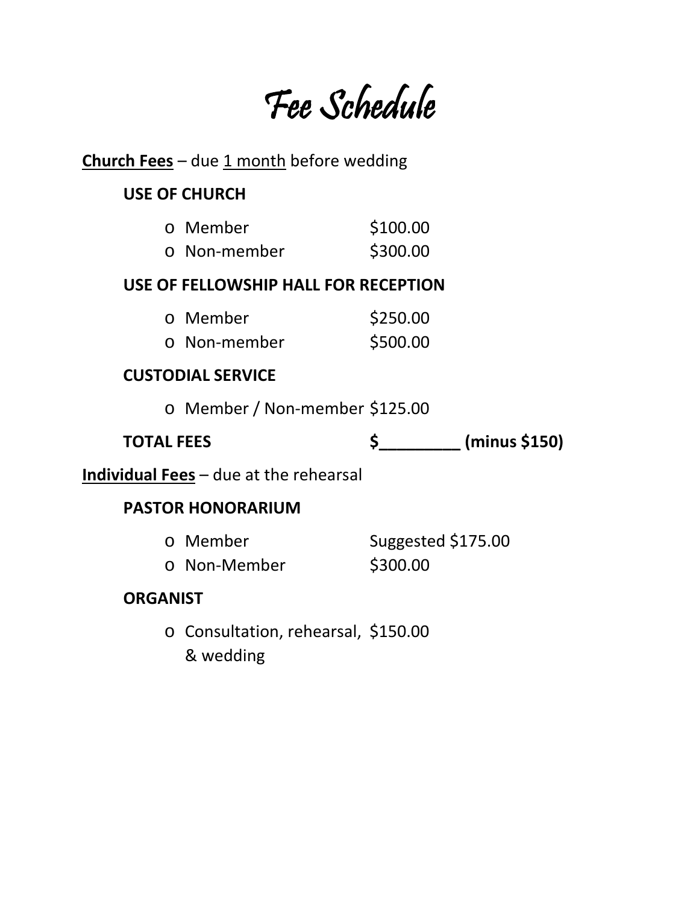# Fee Schedule

**<u>Church Fees</u>** – due <u>1 month</u> before wedding

### USE OF CHURCH

- Member $100.00
- Non-member $300.00

### USE OF FELLOWSHIP HALL FOR RECEPTION

- Member $250.00
- Non-member $500.00

### CUSTODIAL SERVICE

- Member / Non-member $125.00

**TOTAL FEES $_________ (minus $150)**

**<u>Individual Fees</u>** – due at the rehearsal

### PASTOR HONORARIUM

- Member Suggested $175.00
- Non-Member $300.00

### ORGANIST

- Consultation, rehearsal, & wedding $150.00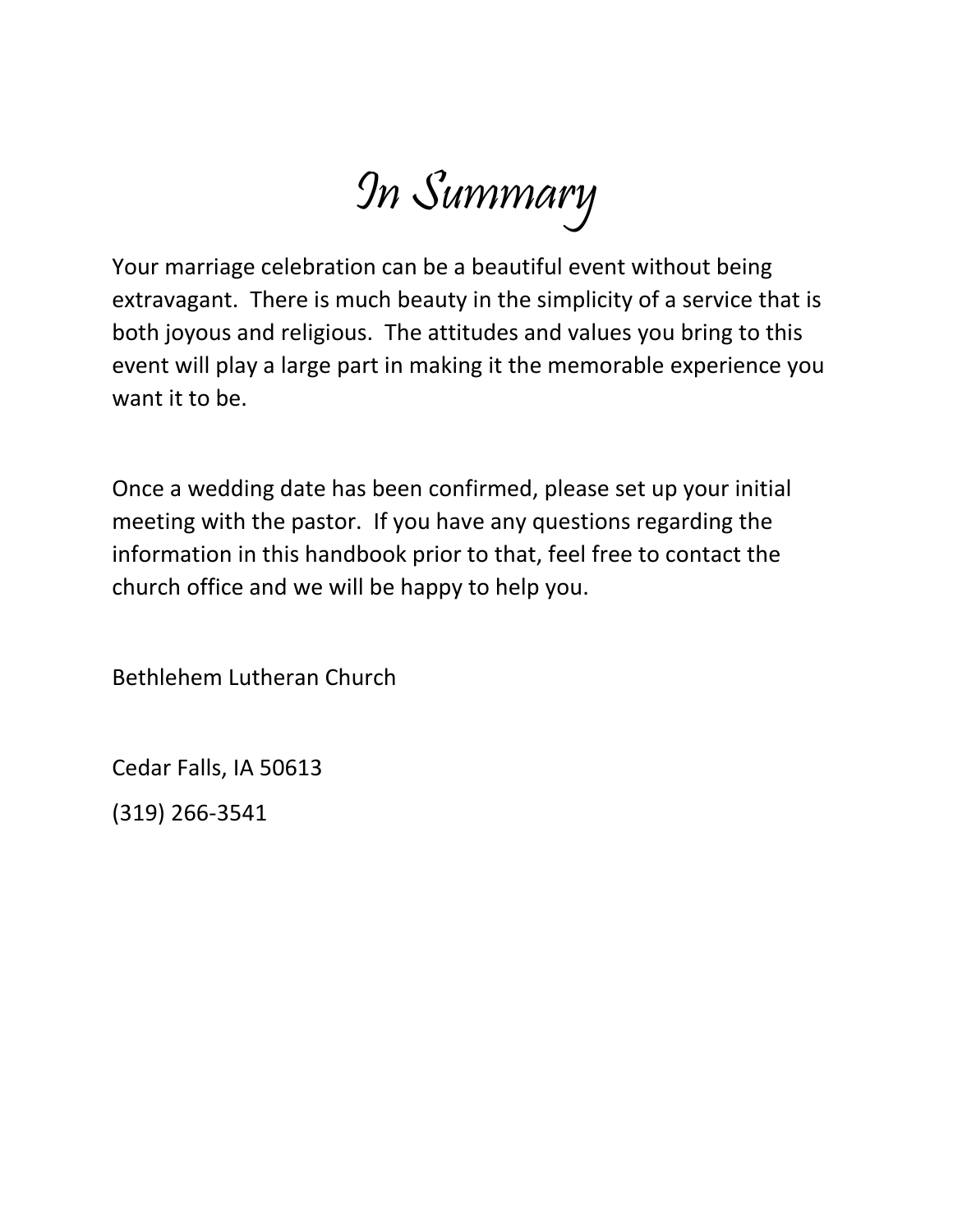# In Summary

Your marriage celebration can be a beautiful event without being extravagant. There is much beauty in the simplicity of a service that is both joyous and religious. The attitudes and values you bring to this event will play a large part in making it the memorable experience you want it to be.

Once a wedding date has been confirmed, please set up your initial meeting with the pastor. If you have any questions regarding the information in this handbook prior to that, feel free to contact the church office and we will be happy to help you.

Bethlehem Lutheran Church

Cedar Falls, IA 50613

(319) 266-3541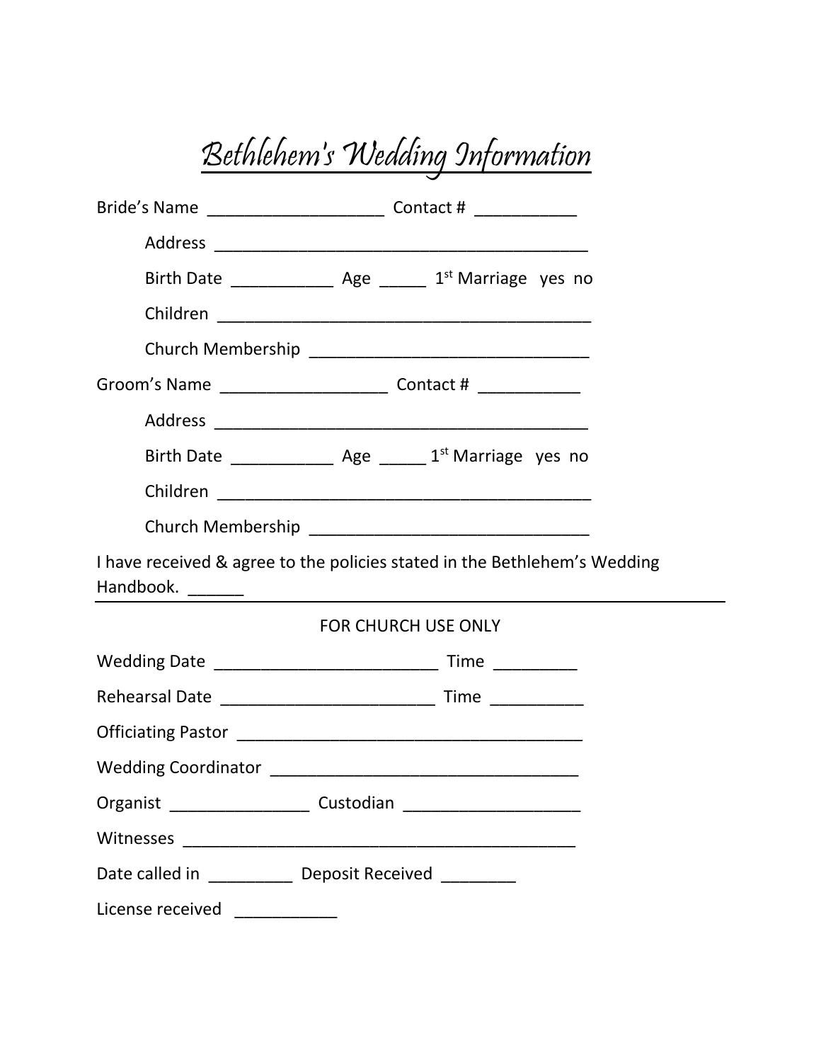# Bethlehem's Wedding Information

Bride's Name ___________________ Contact # ___________

Address __________________________________________

Birth Date ___________ Age _____ 1st Marriage yes no

Children __________________________________________

Church Membership _______________________________

Groom's Name __________________ Contact # ___________

Address __________________________________________

Birth Date ___________ Age _____ 1st Marriage yes no

Children __________________________________________

Church Membership _______________________________

I have received & agree to the policies stated in the Bethlehem's Wedding Handbook. ______

---

FOR CHURCH USE ONLY

Wedding Date _________________________ Time _________

Rehearsal Date ________________________ Time __________

Officiating Pastor _______________________________________

Wedding Coordinator ___________________________________

Organist ________________ Custodian ___________________

Witnesses ____________________________________________

Date called in _________ Deposit Received ________

License received ___________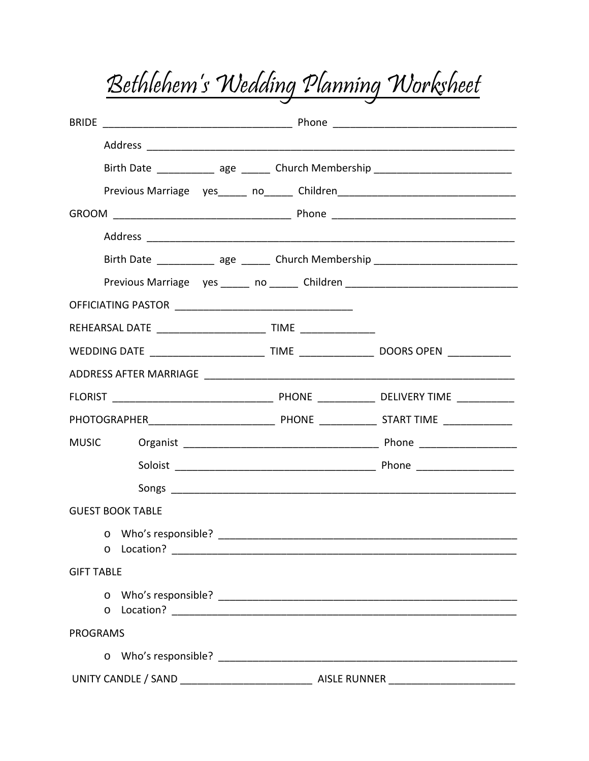# Bethlehem's Wedding Planning Worksheet

BRIDE ________________________________ Phone ________________________________

Address ________________________________________________________________

Birth Date __________ age _____ Church Membership ________________________

Previous Marriage yes_____ no_____ Children_______________________________

GROOM ______________________________ Phone ________________________________

Address ________________________________________________________________

Birth Date __________ age _____ Church Membership _________________________

Previous Marriage yes _____ no _____ Children ______________________________

OFFICIATING PASTOR ______________________________

REHEARSAL DATE ___________________ TIME _____________

WEDDING DATE ___________________ TIME _____________ DOORS OPEN ___________

ADDRESS AFTER MARRIAGE _______________________________________________________

FLORIST ____________________________ PHONE __________ DELIVERY TIME __________

PHOTOGRAPHER______________________ PHONE __________ START TIME ____________

MUSIC Organist _________________________________ Phone _________________

Soloist __________________________________ Phone _________________

Songs ____________________________________________________________

GUEST BOOK TABLE

- Who's responsible? ____________________________________________________
- Location? ___________________________________________________________

GIFT TABLE

- Who's responsible? ____________________________________________________
- Location? ___________________________________________________________

PROGRAMS

- Who's responsible? ____________________________________________________

UNITY CANDLE / SAND _______________________ AISLE RUNNER ______________________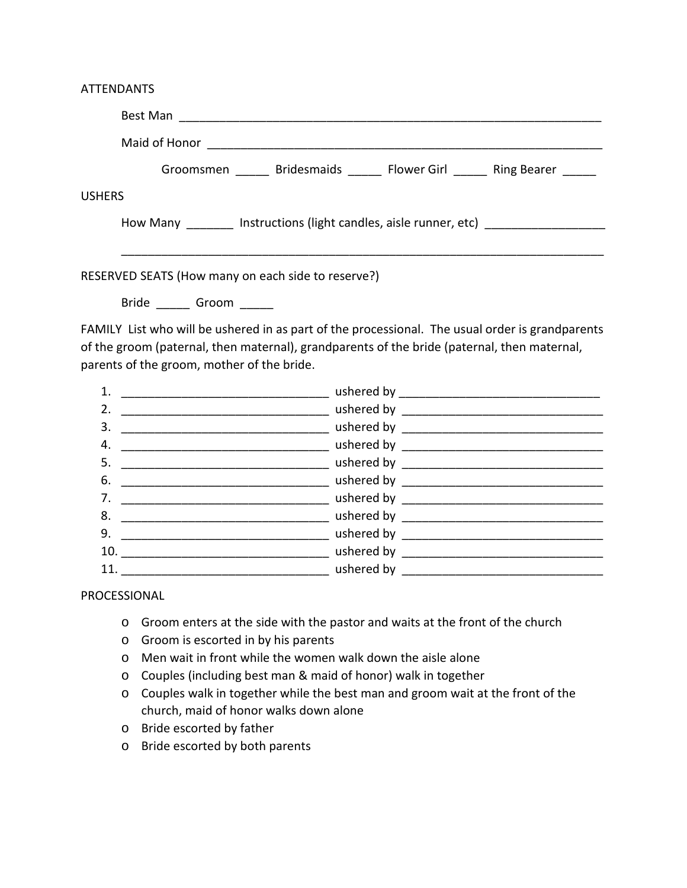ATTENDANTS

Best Man _______________________________________________________________

Maid of Honor ____________________________________________________________

Groomsmen _____ Bridesmaids _____ Flower Girl _____ Ring Bearer _____

USHERS

How Many _______ Instructions (light candles, aisle runner, etc) _________________

___________________________________________________________________________

RESERVED SEATS (How many on each side to reserve?)

Bride _____ Groom _____

FAMILY List who will be ushered in as part of the processional. The usual order is grandparents of the groom (paternal, then maternal), grandparents of the bride (paternal, then maternal, parents of the groom, mother of the bride.

1. ________________________________ ushered by ______________________________
2. ________________________________ ushered by _______________________________
3. ________________________________ ushered by _______________________________
4. ________________________________ ushered by _______________________________
5. ________________________________ ushered by _______________________________
6. ________________________________ ushered by _______________________________
7. ________________________________ ushered by _______________________________
8. ________________________________ ushered by _______________________________
9. ________________________________ ushered by _______________________________
10. ________________________________ ushered by _______________________________
11. ________________________________ ushered by _______________________________

PROCESSIONAL

- Groom enters at the side with the pastor and waits at the front of the church
- Groom is escorted in by his parents
- Men wait in front while the women walk down the aisle alone
- Couples (including best man & maid of honor) walk in together
- Couples walk in together while the best man and groom wait at the front of the church, maid of honor walks down alone
- Bride escorted by father
- Bride escorted by both parents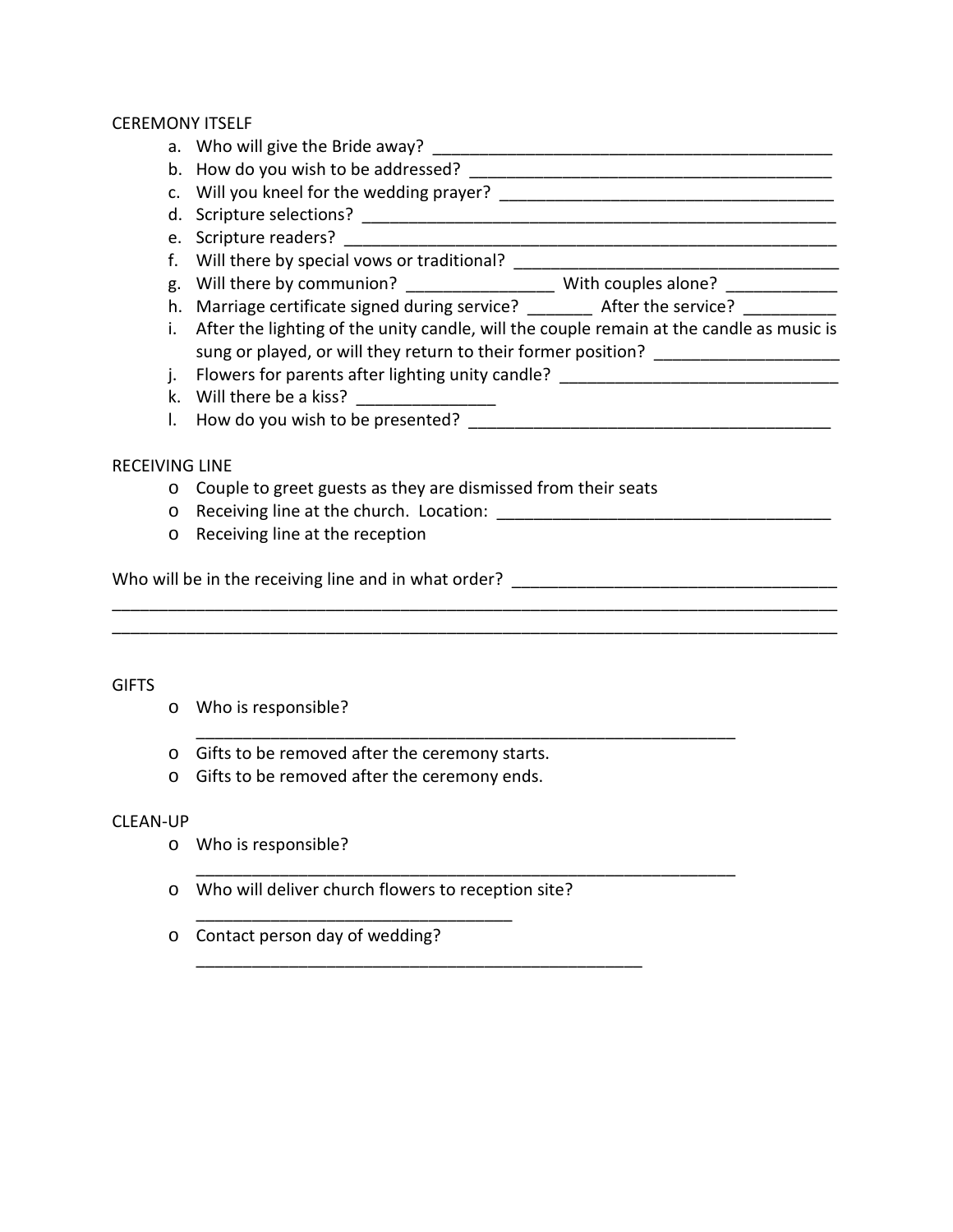CEREMONY ITSELF

a. Who will give the Bride away? ____________________________________________
b. How do you wish to be addressed? ________________________________________
c. Will you kneel for the wedding prayer? ____________________________________
d. Scripture selections? ____________________________________________________
e. Scripture readers? ______________________________________________________
f. Will there by special vows or traditional? ____________________________________
g. Will there by communion? _______________ With couples alone? ___________
h. Marriage certificate signed during service? _______ After the service? __________
i. After the lighting of the unity candle, will the couple remain at the candle as music is sung or played, or will they return to their former position? ___________________
j. Flowers for parents after lighting unity candle? ______________________________
k. Will there be a kiss? _______________
l. How do you wish to be presented? _______________________________________

RECEIVING LINE

- Couple to greet guests as they are dismissed from their seats
- Receiving line at the church. Location: ____________________________________
- Receiving line at the reception

Who will be in the receiving line and in what order? ___________________________________
_______________________________________________________________________________
_______________________________________________________________________________

GIFTS

- Who is responsible?
  ______________________________________________________________
- Gifts to be removed after the ceremony starts.
- Gifts to be removed after the ceremony ends.

CLEAN-UP

- Who is responsible?
  ______________________________________________________________
- Who will deliver church flowers to reception site?
  __________________________________
- Contact person day of wedding?
  ________________________________________________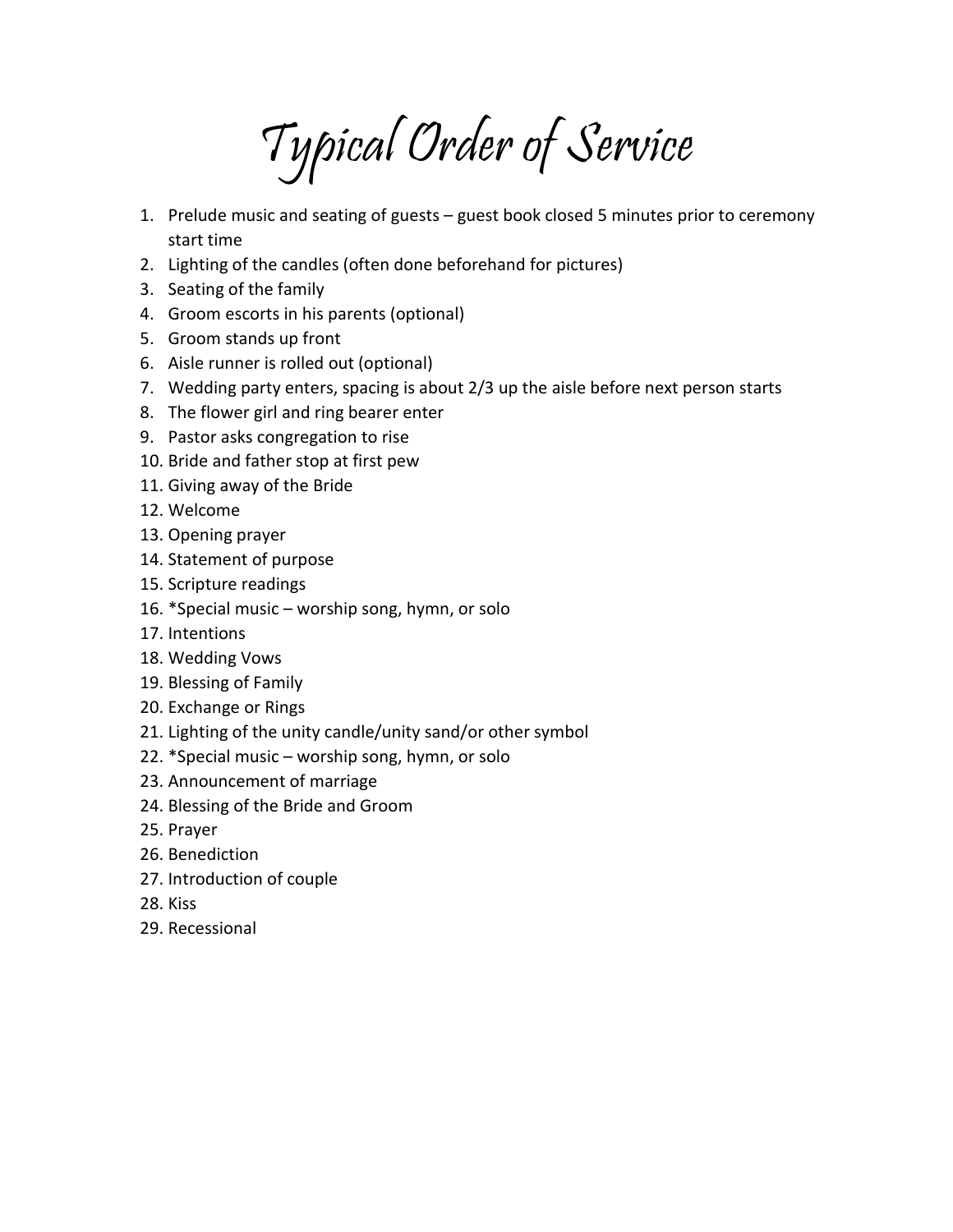# Typical Order of Service

1. Prelude music and seating of guests – guest book closed 5 minutes prior to ceremony start time
2. Lighting of the candles (often done beforehand for pictures)
3. Seating of the family
4. Groom escorts in his parents (optional)
5. Groom stands up front
6. Aisle runner is rolled out (optional)
7. Wedding party enters, spacing is about 2/3 up the aisle before next person starts
8. The flower girl and ring bearer enter
9. Pastor asks congregation to rise
10. Bride and father stop at first pew
11. Giving away of the Bride
12. Welcome
13. Opening prayer
14. Statement of purpose
15. Scripture readings
16. *Special music – worship song, hymn, or solo
17. Intentions
18. Wedding Vows
19. Blessing of Family
20. Exchange or Rings
21. Lighting of the unity candle/unity sand/or other symbol
22. *Special music – worship song, hymn, or solo
23. Announcement of marriage
24. Blessing of the Bride and Groom
25. Prayer
26. Benediction
27. Introduction of couple
28. Kiss
29. Recessional